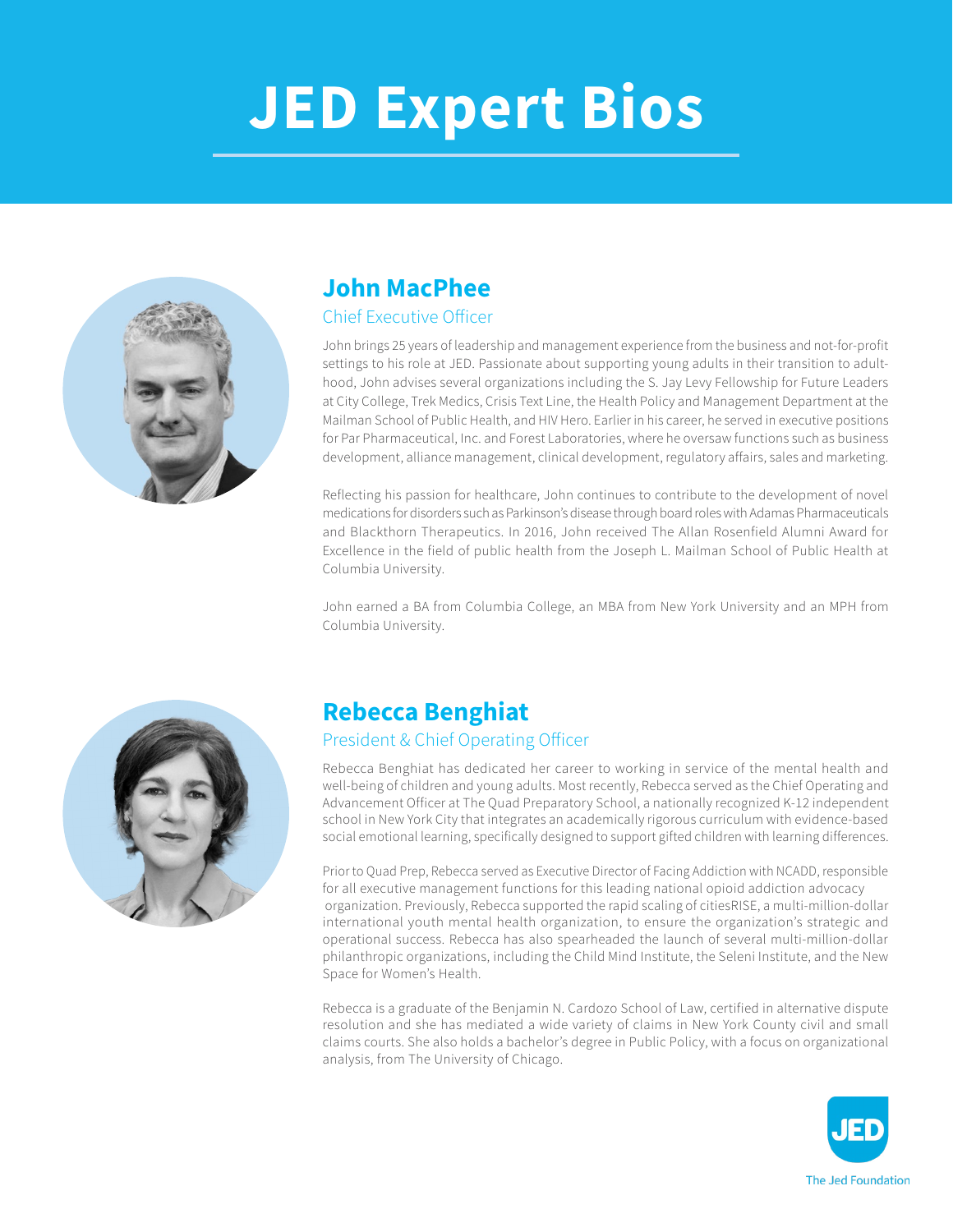# JED Expert Bios

## John MacPhee

### Chief Executive Officer

John brings 25 years of leadership and management experience from the business and not-for-profit settings to his role at JED. Passionate about supporting young adults in their transition to adulthood, John advises several organizations including the S. Jay Levy Fellowship for Future Leaders at City College, Trek Medics, Crisis Text Line, the Health Policy and Management Department at the Mailman School of Public Health, and HIV Hero. Earlier in his career, he served in executive positions for Par Pharmaceutical, Inc. and Forest Laboratories, where he oversaw functions such as business development, alliance management, clinical development, regulatory affairs, sales and marketing.

Reflecting his passion for healthcare, John continues to contribute to the development of novel medications for disorders such as Parkinson's disease through board roles with Adamas Pharmaceuticals and Blackthorn Therapeutics. In 2016, John received The Allan Rosenfield Alumni Award for Excellence in the field of public health from the Joseph L. Mailman School of Public Health at Columbia University.

John earned a BA from Columbia College, an MBA from New York University and an MPH from Columbia University.

## Rebecca Benghiat

### President & Chief Operating Officer

Rebecca Benghiat has dedicated her career to working in service of the mental health and well-being of children and young adults. Most recently, Rebecca served as the Chief Operating and Advancement Officer at The Quad Preparatory School, a nationally recognized K-12 independent school in New York City that integrates an academically rigorous curriculum with evidence-based social emotional learning, specifically designed to support gifted children with learning differences.

Prior to Quad Prep, Rebecca served as Executive Director of Facing Addiction with NCADD, responsible for all executive management functions for this leading national opioid addiction advocacy organization. Previously, Rebecca supported the rapid scaling of citiesRISE, a multi-million-dollar international youth mental health organization, to ensure the organization's strategic and operational success. Rebecca has also spearheaded the launch of several multi-million-dollar philanthropic organizations, including the Child Mind Institute, the Seleni Institute, and the New Space for Women's Health.

Rebecca is a graduate of the Benjamin N. Cardozo School of Law, certified in alternative dispute resolution and she has mediated a wide variety of claims in New York County civil and small claims courts. She also holds a bachelor's degree in Public Policy, with a focus on organizational analysis, from The University of Chicago.

JED
The Jed Foundation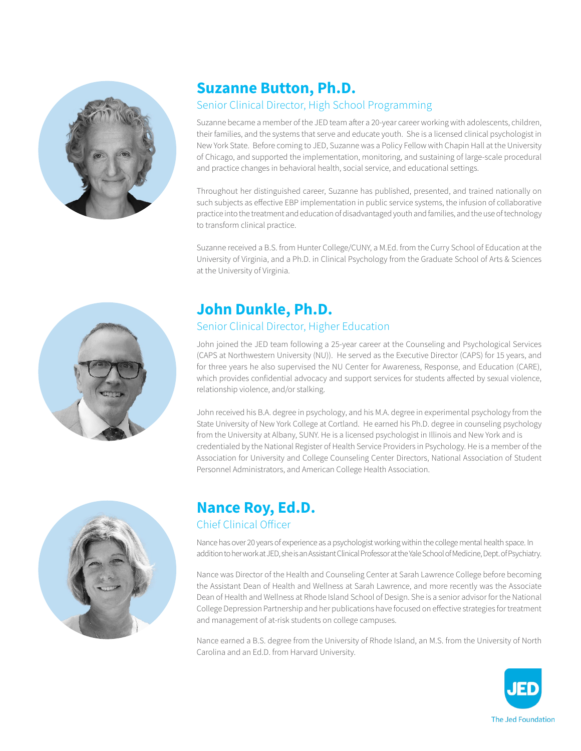## Suzanne Button, Ph.D.

### Senior Clinical Director, High School Programming

Suzanne became a member of the JED team after a 20-year career working with adolescents, children, their families, and the systems that serve and educate youth. She is a licensed clinical psychologist in New York State. Before coming to JED, Suzanne was a Policy Fellow with Chapin Hall at the University of Chicago, and supported the implementation, monitoring, and sustaining of large-scale procedural and practice changes in behavioral health, social service, and educational settings.

Throughout her distinguished career, Suzanne has published, presented, and trained nationally on such subjects as effective EBP implementation in public service systems, the infusion of collaborative practice into the treatment and education of disadvantaged youth and families, and the use of technology to transform clinical practice.

Suzanne received a B.S. from Hunter College/CUNY, a M.Ed. from the Curry School of Education at the University of Virginia, and a Ph.D. in Clinical Psychology from the Graduate School of Arts & Sciences at the University of Virginia.

## John Dunkle, Ph.D.

### Senior Clinical Director, Higher Education

John joined the JED team following a 25-year career at the Counseling and Psychological Services (CAPS at Northwestern University (NU)). He served as the Executive Director (CAPS) for 15 years, and for three years he also supervised the NU Center for Awareness, Response, and Education (CARE), which provides confidential advocacy and support services for students affected by sexual violence, relationship violence, and/or stalking.

John received his B.A. degree in psychology, and his M.A. degree in experimental psychology from the State University of New York College at Cortland. He earned his Ph.D. degree in counseling psychology from the University at Albany, SUNY. He is a licensed psychologist in Illinois and New York and is credentialed by the National Register of Health Service Providers in Psychology. He is a member of the Association for University and College Counseling Center Directors, National Association of Student Personnel Administrators, and American College Health Association.

## Nance Roy, Ed.D.

### Chief Clinical Officer

Nance has over 20 years of experience as a psychologist working within the college mental health space. In addition to her work at JED, she is an Assistant Clinical Professor at the Yale School of Medicine, Dept. of Psychiatry.

Nance was Director of the Health and Counseling Center at Sarah Lawrence College before becoming the Assistant Dean of Health and Wellness at Sarah Lawrence, and more recently was the Associate Dean of Health and Wellness at Rhode Island School of Design. She is a senior advisor for the National College Depression Partnership and her publications have focused on effective strategies for treatment and management of at-risk students on college campuses.

Nance earned a B.S. degree from the University of Rhode Island, an M.S. from the University of North Carolina and an Ed.D. from Harvard University.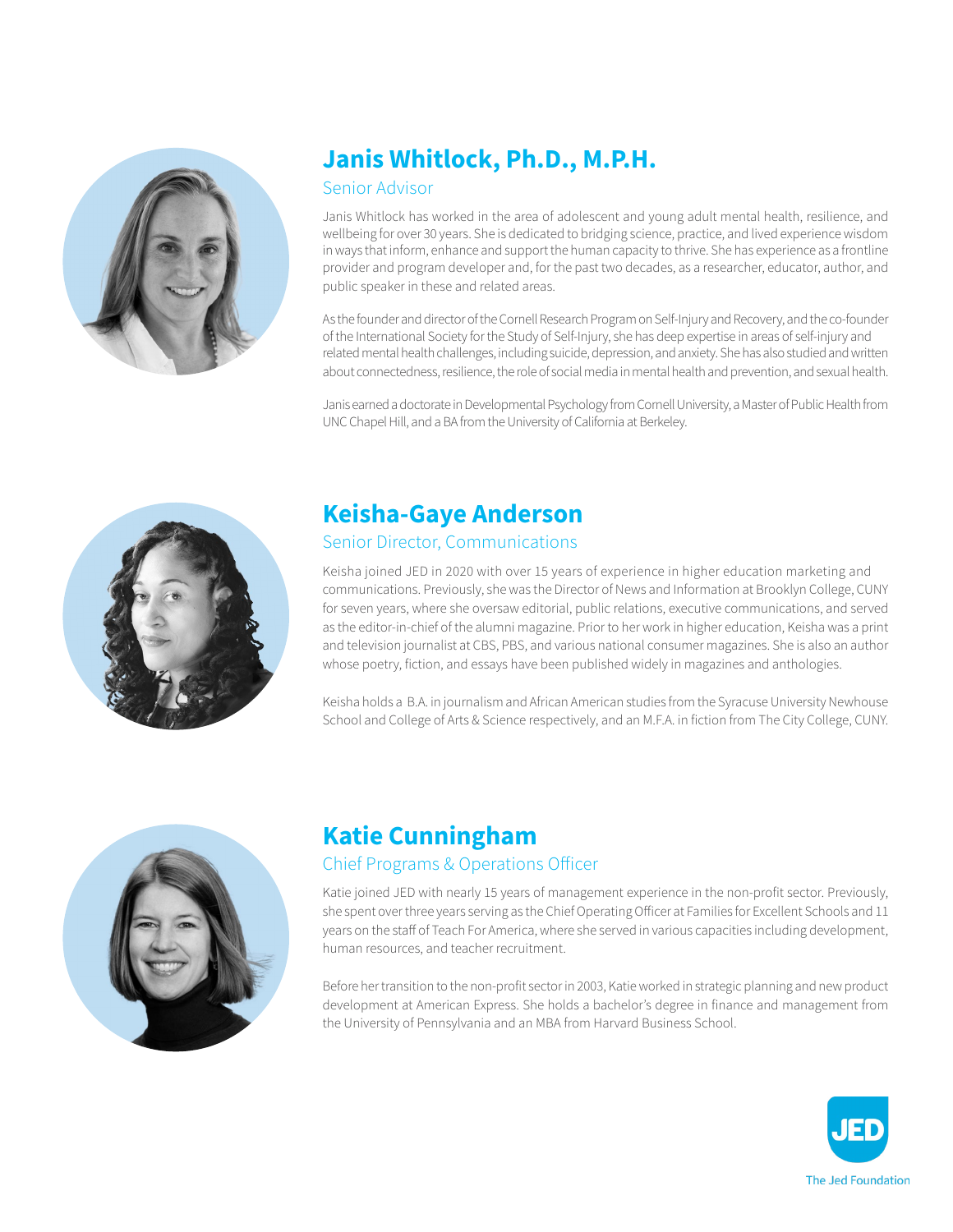## Janis Whitlock, Ph.D., M.P.H.

Senior Advisor

Janis Whitlock has worked in the area of adolescent and young adult mental health, resilience, and wellbeing for over 30 years. She is dedicated to bridging science, practice, and lived experience wisdom in ways that inform, enhance and support the human capacity to thrive. She has experience as a frontline provider and program developer and, for the past two decades, as a researcher, educator, author, and public speaker in these and related areas.

As the founder and director of the Cornell Research Program on Self-Injury and Recovery, and the co-founder of the International Society for the Study of Self-Injury, she has deep expertise in areas of self-injury and related mental health challenges, including suicide, depression, and anxiety. She has also studied and written about connectedness, resilience, the role of social media in mental health and prevention, and sexual health.

Janis earned a doctorate in Developmental Psychology from Cornell University, a Master of Public Health from UNC Chapel Hill, and a BA from the University of California at Berkeley.

## Keisha-Gaye Anderson

Senior Director, Communications

Keisha joined JED in 2020 with over 15 years of experience in higher education marketing and communications. Previously, she was the Director of News and Information at Brooklyn College, CUNY for seven years, where she oversaw editorial, public relations, executive communications, and served as the editor-in-chief of the alumni magazine. Prior to her work in higher education, Keisha was a print and television journalist at CBS, PBS, and various national consumer magazines. She is also an author whose poetry, fiction, and essays have been published widely in magazines and anthologies.

Keisha holds a B.A. in journalism and African American studies from the Syracuse University Newhouse School and College of Arts & Science respectively, and an M.F.A. in fiction from The City College, CUNY.

## Katie Cunningham

Chief Programs & Operations Officer

Katie joined JED with nearly 15 years of management experience in the non-profit sector. Previously, she spent over three years serving as the Chief Operating Officer at Families for Excellent Schools and 11 years on the staff of Teach For America, where she served in various capacities including development, human resources, and teacher recruitment.

Before her transition to the non-profit sector in 2003, Katie worked in strategic planning and new product development at American Express. She holds a bachelor's degree in finance and management from the University of Pennsylvania and an MBA from Harvard Business School.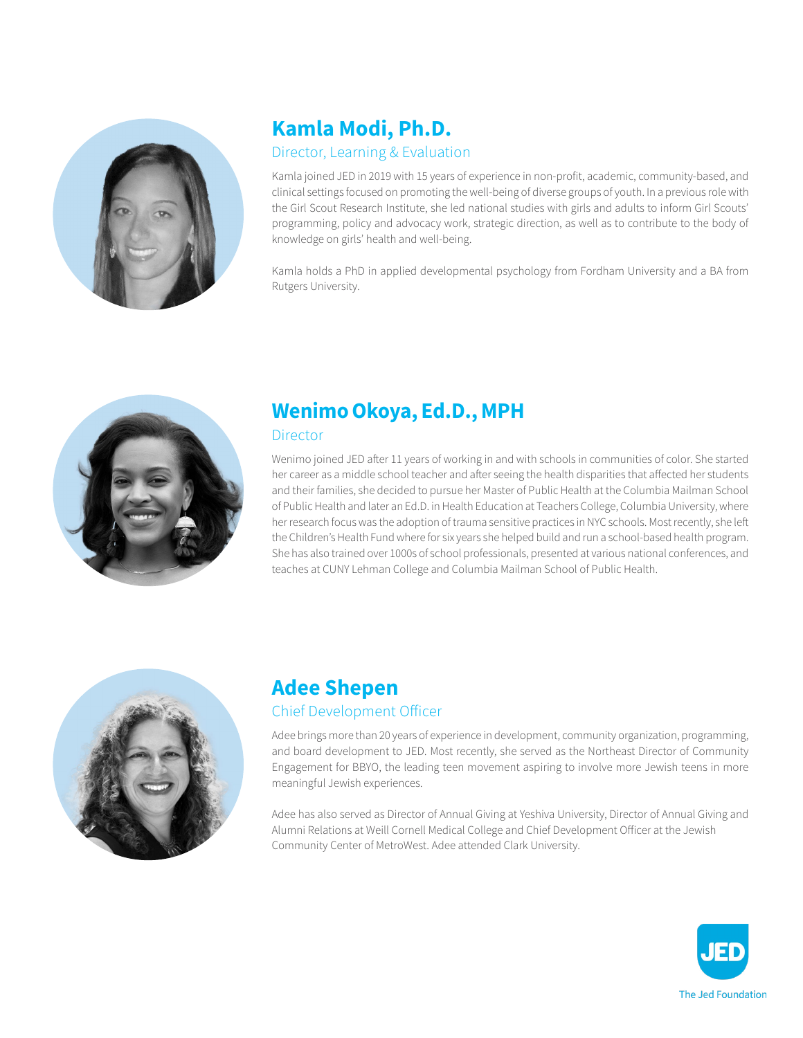## Kamla Modi, Ph.D.

Director, Learning & Evaluation

Kamla joined JED in 2019 with 15 years of experience in non-profit, academic, community-based, and clinical settings focused on promoting the well-being of diverse groups of youth. In a previous role with the Girl Scout Research Institute, she led national studies with girls and adults to inform Girl Scouts' programming, policy and advocacy work, strategic direction, as well as to contribute to the body of knowledge on girls' health and well-being.

Kamla holds a PhD in applied developmental psychology from Fordham University and a BA from Rutgers University.

## Wenimo Okoya, Ed.D., MPH

Director

Wenimo joined JED after 11 years of working in and with schools in communities of color. She started her career as a middle school teacher and after seeing the health disparities that affected her students and their families, she decided to pursue her Master of Public Health at the Columbia Mailman School of Public Health and later an Ed.D. in Health Education at Teachers College, Columbia University, where her research focus was the adoption of trauma sensitive practices in NYC schools. Most recently, she left the Children's Health Fund where for six years she helped build and run a school-based health program. She has also trained over 1000s of school professionals, presented at various national conferences, and teaches at CUNY Lehman College and Columbia Mailman School of Public Health.

## Adee Shepen

Chief Development Officer

Adee brings more than 20 years of experience in development, community organization, programming, and board development to JED. Most recently, she served as the Northeast Director of Community Engagement for BBYO, the leading teen movement aspiring to involve more Jewish teens in more meaningful Jewish experiences.

Adee has also served as Director of Annual Giving at Yeshiva University, Director of Annual Giving and Alumni Relations at Weill Cornell Medical College and Chief Development Officer at the Jewish Community Center of MetroWest. Adee attended Clark University.

JED
The Jed Foundation